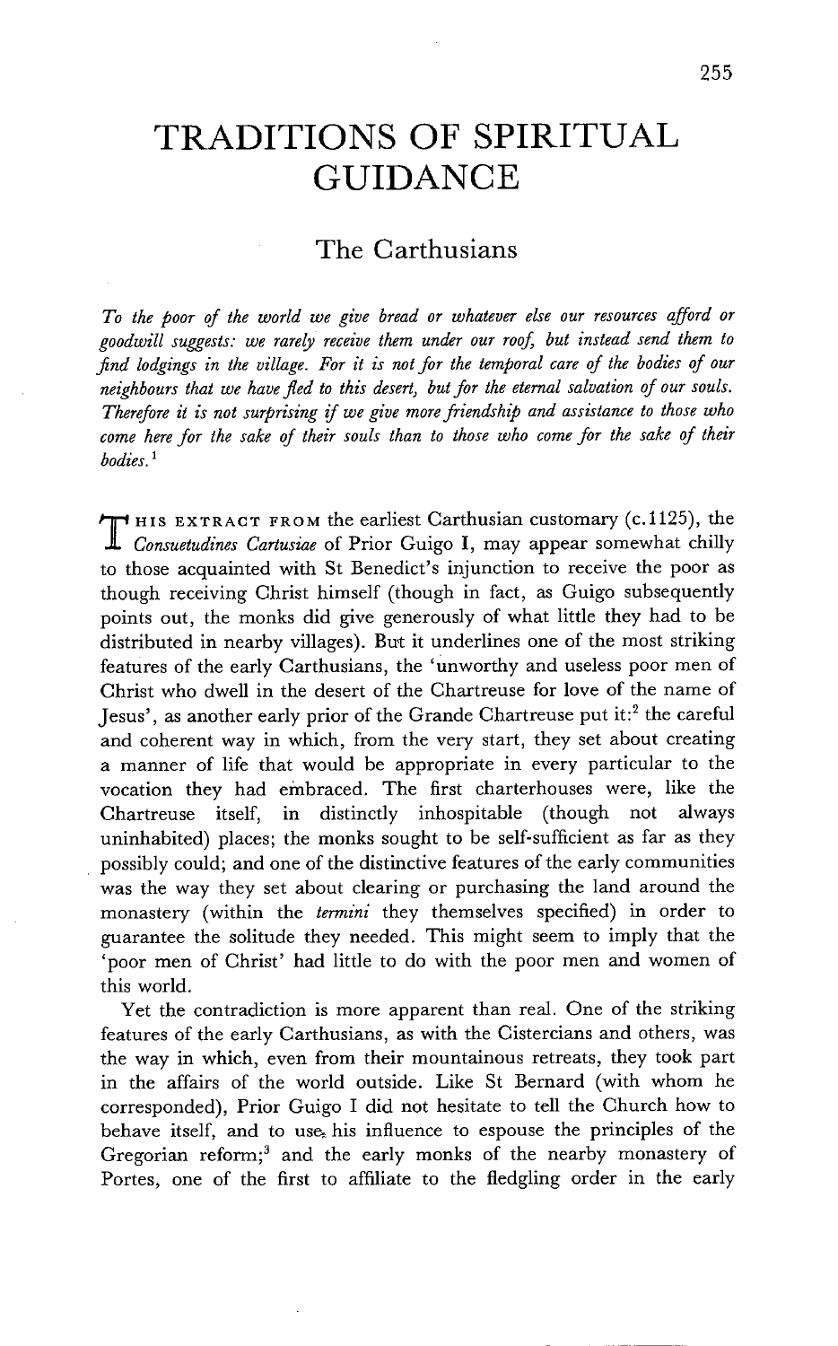# TRADITIONS OF SPIRITUAL GUIDANCE

## The Carthusians

*To the poor of the world we give bread or whatever else our resources afford or goodwill suggests: we rarely receive them under our roof, but instead send them to find lodgings in the village. For it is not for the temporal care of the bodies of our neighbours that we have fled to this desert, but for the eternal salvation of our souls. Therefore it is not surprising if we give more friendship and assistance to those who come here for the sake of their souls than to those who come for the sake of their bodies.*[1]

THIS EXTRACT FROM the earliest Carthusian customary (c.1125), the *Consuetudines Cartusiae* of Prior Guigo I, may appear somewhat chilly to those acquainted with St Benedict's injunction to receive the poor as though receiving Christ himself (though in fact, as Guigo subsequently points out, the monks did give generously of what little they had to be distributed in nearby villages). But it underlines one of the most striking features of the early Carthusians, the 'unworthy and useless poor men of Christ who dwell in the desert of the Chartreuse for love of the name of Jesus', as another early prior of the Grande Chartreuse put it:[2] the careful and coherent way in which, from the very start, they set about creating a manner of life that would be appropriate in every particular to the vocation they had embraced. The first charterhouses were, like the Chartreuse itself, in distinctly inhospitable (though not always uninhabited) places; the monks sought to be self-sufficient as far as they possibly could; and one of the distinctive features of the early communities was the way they set about clearing or purchasing the land around the monastery (within the *termini* they themselves specified) in order to guarantee the solitude they needed. This might seem to imply that the 'poor men of Christ' had little to do with the poor men and women of this world.

Yet the contradiction is more apparent than real. One of the striking features of the early Carthusians, as with the Cistercians and others, was the way in which, even from their mountainous retreats, they took part in the affairs of the world outside. Like St Bernard (with whom he corresponded), Prior Guigo I did not hesitate to tell the Church how to behave itself, and to use his influence to espouse the principles of the Gregorian reform;[3] and the early monks of the nearby monastery of Portes, one of the first to affiliate to the fledgling order in the early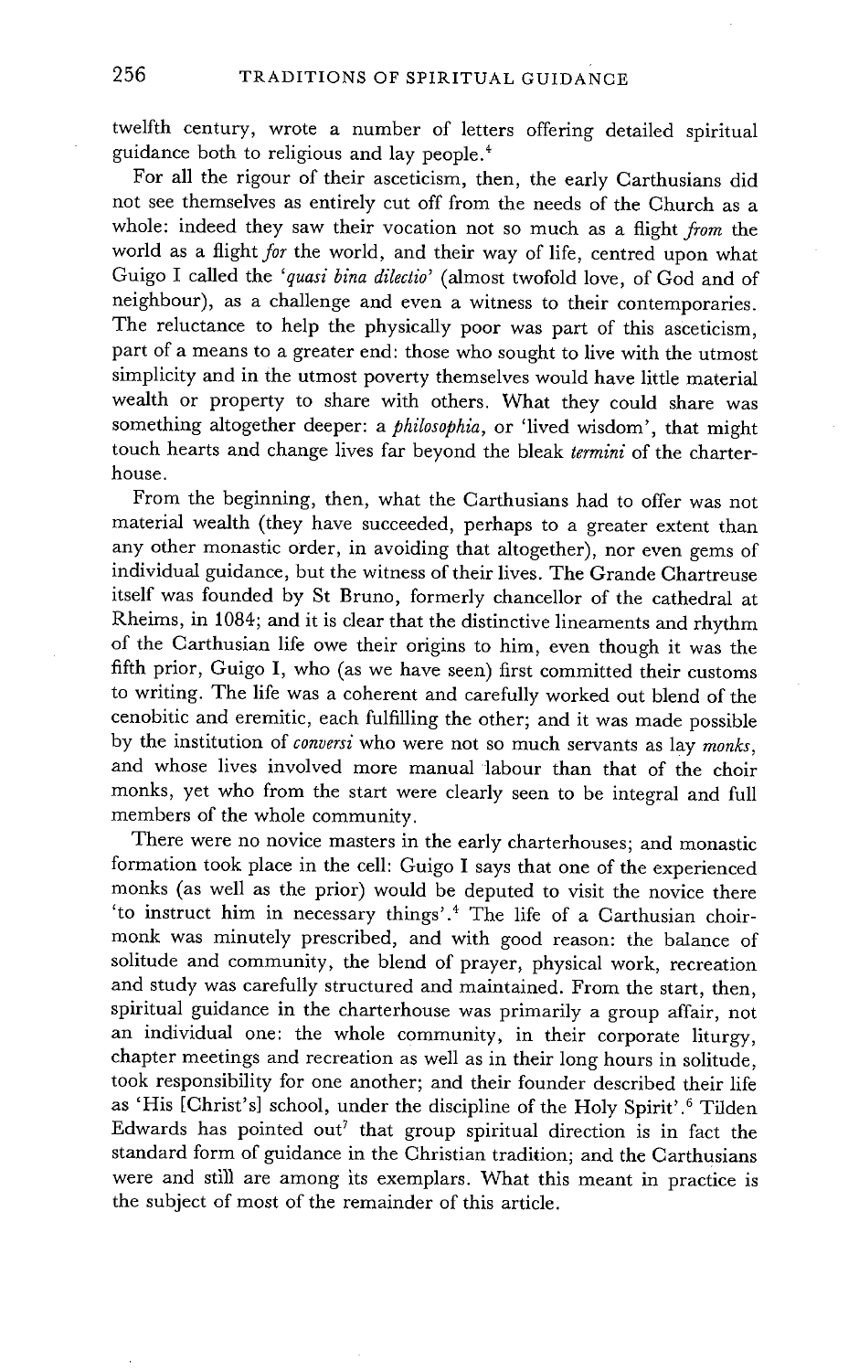twelfth century, wrote a number of letters offering detailed spiritual guidance both to religious and lay people.[4]

For all the rigour of their asceticism, then, the early Carthusians did not see themselves as entirely cut off from the needs of the Church as a whole: indeed they saw their vocation not so much as a flight *from* the world as a flight *for* the world, and their way of life, centred upon what Guigo I called the '*quasi bina dilectio*' (almost twofold love, of God and of neighbour), as a challenge and even a witness to their contemporaries. The reluctance to help the physically poor was part of this asceticism, part of a means to a greater end: those who sought to live with the utmost simplicity and in the utmost poverty themselves would have little material wealth or property to share with others. What they could share was something altogether deeper: a *philosophia*, or 'lived wisdom', that might touch hearts and change lives far beyond the bleak *termini* of the charterhouse.

From the beginning, then, what the Carthusians had to offer was not material wealth (they have succeeded, perhaps to a greater extent than any other monastic order, in avoiding that altogether), nor even gems of individual guidance, but the witness of their lives. The Grande Chartreuse itself was founded by St Bruno, formerly chancellor of the cathedral at Rheims, in 1084; and it is clear that the distinctive lineaments and rhythm of the Carthusian life owe their origins to him, even though it was the fifth prior, Guigo I, who (as we have seen) first committed their customs to writing. The life was a coherent and carefully worked out blend of the cenobitic and eremitic, each fulfilling the other; and it was made possible by the institution of *conversi* who were not so much servants as lay *monks*, and whose lives involved more manual labour than that of the choir monks, yet who from the start were clearly seen to be integral and full members of the whole community.

There were no novice masters in the early charterhouses; and monastic formation took place in the cell: Guigo I says that one of the experienced monks (as well as the prior) would be deputed to visit the novice there 'to instruct him in necessary things'.[4] The life of a Carthusian choir-monk was minutely prescribed, and with good reason: the balance of solitude and community, the blend of prayer, physical work, recreation and study was carefully structured and maintained. From the start, then, spiritual guidance in the charterhouse was primarily a group affair, not an individual one: the whole community, in their corporate liturgy, chapter meetings and recreation as well as in their long hours in solitude, took responsibility for one another; and their founder described their life as 'His [Christ's] school, under the discipline of the Holy Spirit'.[6] Tilden Edwards has pointed out[7] that group spiritual direction is in fact the standard form of guidance in the Christian tradition; and the Carthusians were and still are among its exemplars. What this meant in practice is the subject of most of the remainder of this article.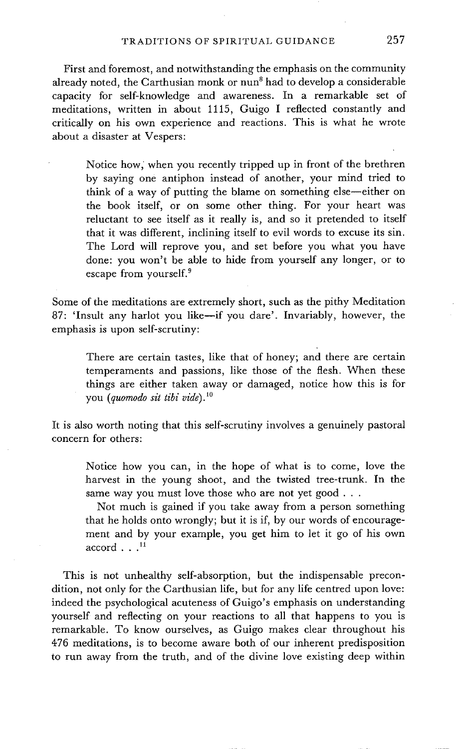First and foremost, and notwithstanding the emphasis on the community already noted, the Carthusian monk or nun[8] had to develop a considerable capacity for self-knowledge and awareness. In a remarkable set of meditations, written in about 1115, Guigo I reflected constantly and critically on his own experience and reactions. This is what he wrote about a disaster at Vespers:

> Notice how, when you recently tripped up in front of the brethren by saying one antiphon instead of another, your mind tried to think of a way of putting the blame on something else—either on the book itself, or on some other thing. For your heart was reluctant to see itself as it really is, and so it pretended to itself that it was different, inclining itself to evil words to excuse its sin. The Lord will reprove you, and set before you what you have done: you won't be able to hide from yourself any longer, or to escape from yourself.[9]

Some of the meditations are extremely short, such as the pithy Meditation 87: 'Insult any harlot you like—if you dare'. Invariably, however, the emphasis is upon self-scrutiny:

> There are certain tastes, like that of honey; and there are certain temperaments and passions, like those of the flesh. When these things are either taken away or damaged, notice how this is for you (*quomodo sit tibi vide*).[10]

It is also worth noting that this self-scrutiny involves a genuinely pastoral concern for others:

> Notice how you can, in the hope of what is to come, love the harvest in the young shoot, and the twisted tree-trunk. In the same way you must love those who are not yet good . . .
>
> Not much is gained if you take away from a person something that he holds onto wrongly; but it is if, by our words of encouragement and by your example, you get him to let it go of his own accord . . .[11]

This is not unhealthy self-absorption, but the indispensable precondition, not only for the Carthusian life, but for any life centred upon love: indeed the psychological acuteness of Guigo's emphasis on understanding yourself and reflecting on your reactions to all that happens to you is remarkable. To know ourselves, as Guigo makes clear throughout his 476 meditations, is to become aware both of our inherent predisposition to run away from the truth, and of the divine love existing deep within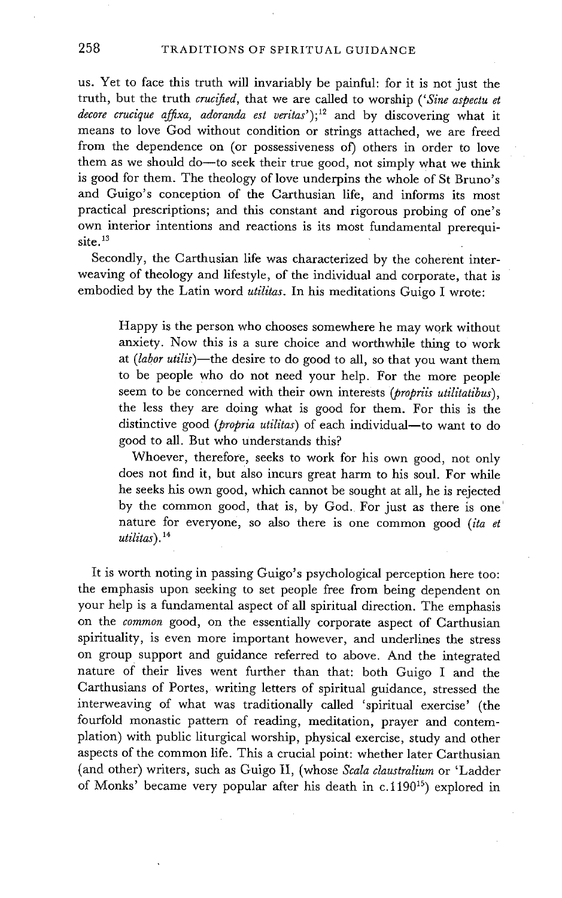us. Yet to face this truth will invariably be painful: for it is not just the truth, but the truth *crucified*, that we are called to worship (*'Sine aspectu et decore crucique affixa, adoranda est veritas'*);[12] and by discovering what it means to love God without condition or strings attached, we are freed from the dependence on (or possessiveness of) others in order to love them as we should do—to seek their true good, not simply what we think is good for them. The theology of love underpins the whole of St Bruno's and Guigo's conception of the Carthusian life, and informs its most practical prescriptions; and this constant and rigorous probing of one's own interior intentions and reactions is its most fundamental prerequisite.[13]

Secondly, the Carthusian life was characterized by the coherent interweaving of theology and lifestyle, of the individual and corporate, that is embodied by the Latin word *utilitas*. In his meditations Guigo I wrote:

> Happy is the person who chooses somewhere he may work without anxiety. Now this is a sure choice and worthwhile thing to work at (*labor utilis*)—the desire to do good to all, so that you want them to be people who do not need your help. For the more people seem to be concerned with their own interests (*propriis utilitatibus*), the less they are doing what is good for them. For this is the distinctive good (*propria utilitas*) of each individual—to want to do good to all. But who understands this?
>
> Whoever, therefore, seeks to work for his own good, not only does not find it, but also incurs great harm to his soul. For while he seeks his own good, which cannot be sought at all, he is rejected by the common good, that is, by God. For just as there is one nature for everyone, so also there is one common good (*ita et utilitas*).[14]

It is worth noting in passing Guigo's psychological perception here too: the emphasis upon seeking to set people free from being dependent on your help is a fundamental aspect of all spiritual direction. The emphasis on the *common* good, on the essentially corporate aspect of Carthusian spirituality, is even more important however, and underlines the stress on group support and guidance referred to above. And the integrated nature of their lives went further than that: both Guigo I and the Carthusians of Portes, writing letters of spiritual guidance, stressed the interweaving of what was traditionally called 'spiritual exercise' (the fourfold monastic pattern of reading, meditation, prayer and contemplation) with public liturgical worship, physical exercise, study and other aspects of the common life. This a crucial point: whether later Carthusian (and other) writers, such as Guigo II, (whose *Scala claustralium* or 'Ladder of Monks' became very popular after his death in c.1190[15]) explored in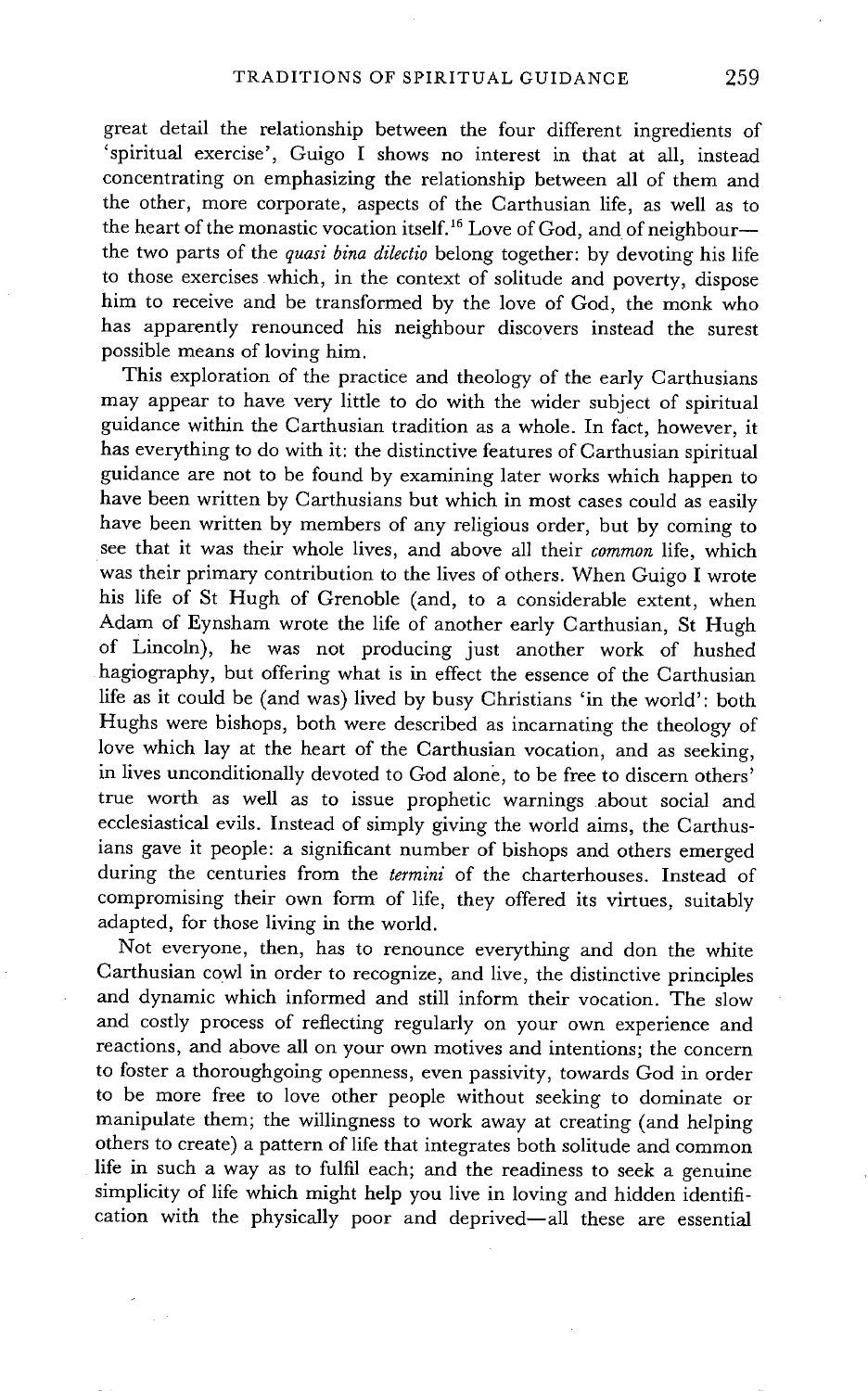great detail the relationship between the four different ingredients of 'spiritual exercise', Guigo I shows no interest in that at all, instead concentrating on emphasizing the relationship between all of them and the other, more corporate, aspects of the Carthusian life, as well as to the heart of the monastic vocation itself.[16] Love of God, and of neighbour—the two parts of the *quasi bina dilectio* belong together: by devoting his life to those exercises which, in the context of solitude and poverty, dispose him to receive and be transformed by the love of God, the monk who has apparently renounced his neighbour discovers instead the surest possible means of loving him.

This exploration of the practice and theology of the early Carthusians may appear to have very little to do with the wider subject of spiritual guidance within the Carthusian tradition as a whole. In fact, however, it has everything to do with it: the distinctive features of Carthusian spiritual guidance are not to be found by examining later works which happen to have been written by Carthusians but which in most cases could as easily have been written by members of any religious order, but by coming to see that it was their whole lives, and above all their *common* life, which was their primary contribution to the lives of others. When Guigo I wrote his life of St Hugh of Grenoble (and, to a considerable extent, when Adam of Eynsham wrote the life of another early Carthusian, St Hugh of Lincoln), he was not producing just another work of hushed hagiography, but offering what is in effect the essence of the Carthusian life as it could be (and was) lived by busy Christians 'in the world': both Hughs were bishops, both were described as incarnating the theology of love which lay at the heart of the Carthusian vocation, and as seeking, in lives unconditionally devoted to God alone, to be free to discern others' true worth as well as to issue prophetic warnings about social and ecclesiastical evils. Instead of simply giving the world aims, the Carthusians gave it people: a significant number of bishops and others emerged during the centuries from the *termini* of the charterhouses. Instead of compromising their own form of life, they offered its virtues, suitably adapted, for those living in the world.

Not everyone, then, has to renounce everything and don the white Carthusian cowl in order to recognize, and live, the distinctive principles and dynamic which informed and still inform their vocation. The slow and costly process of reflecting regularly on your own experience and reactions, and above all on your own motives and intentions; the concern to foster a thoroughgoing openness, even passivity, towards God in order to be more free to love other people without seeking to dominate or manipulate them; the willingness to work away at creating (and helping others to create) a pattern of life that integrates both solitude and common life in such a way as to fulfil each; and the readiness to seek a genuine simplicity of life which might help you live in loving and hidden identification with the physically poor and deprived—all these are essential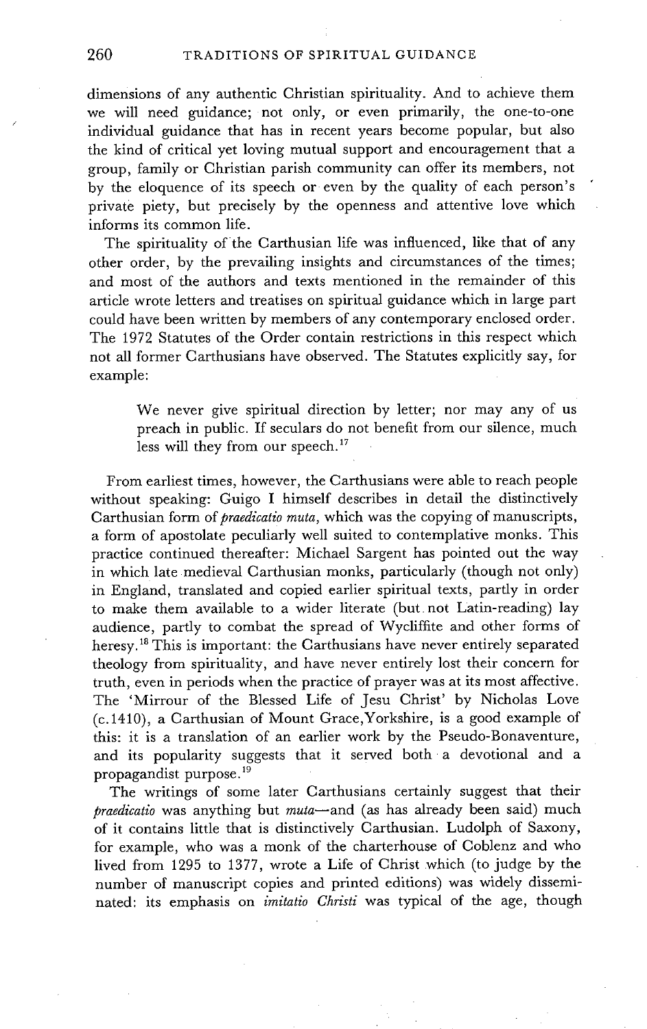dimensions of any authentic Christian spirituality. And to achieve them we will need guidance; not only, or even primarily, the one-to-one individual guidance that has in recent years become popular, but also the kind of critical yet loving mutual support and encouragement that a group, family or Christian parish community can offer its members, not by the eloquence of its speech or even by the quality of each person's private piety, but precisely by the openness and attentive love which informs its common life.

The spirituality of the Carthusian life was influenced, like that of any other order, by the prevailing insights and circumstances of the times; and most of the authors and texts mentioned in the remainder of this article wrote letters and treatises on spiritual guidance which in large part could have been written by members of any contemporary enclosed order. The 1972 Statutes of the Order contain restrictions in this respect which not all former Carthusians have observed. The Statutes explicitly say, for example:

> We never give spiritual direction by letter; nor may any of us preach in public. If seculars do not benefit from our silence, much less will they from our speech.[17]

From earliest times, however, the Carthusians were able to reach people without speaking: Guigo I himself describes in detail the distinctively Carthusian form of *praedicatio muta*, which was the copying of manuscripts, a form of apostolate peculiarly well suited to contemplative monks. This practice continued thereafter: Michael Sargent has pointed out the way in which late medieval Carthusian monks, particularly (though not only) in England, translated and copied earlier spiritual texts, partly in order to make them available to a wider literate (but not Latin-reading) lay audience, partly to combat the spread of Wycliffite and other forms of heresy.[18] This is important: the Carthusians have never entirely separated theology from spirituality, and have never entirely lost their concern for truth, even in periods when the practice of prayer was at its most affective. The 'Mirrour of the Blessed Life of Jesu Christ' by Nicholas Love (c.1410), a Carthusian of Mount Grace, Yorkshire, is a good example of this: it is a translation of an earlier work by the Pseudo-Bonaventure, and its popularity suggests that it served both a devotional and a propagandist purpose.[19]

The writings of some later Carthusians certainly suggest that their *praedicatio* was anything but *muta*—and (as has already been said) much of it contains little that is distinctively Carthusian. Ludolph of Saxony, for example, who was a monk of the charterhouse of Coblenz and who lived from 1295 to 1377, wrote a Life of Christ which (to judge by the number of manuscript copies and printed editions) was widely disseminated: its emphasis on *imitatio Christi* was typical of the age, though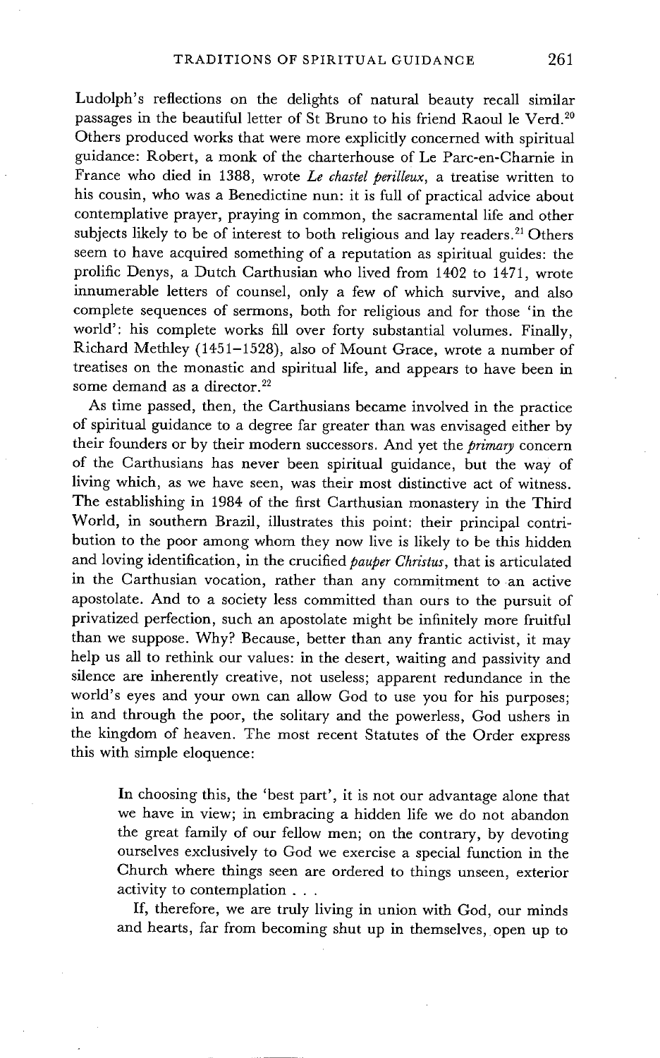Ludolph's reflections on the delights of natural beauty recall similar passages in the beautiful letter of St Bruno to his friend Raoul le Verd.[20] Others produced works that were more explicitly concerned with spiritual guidance: Robert, a monk of the charterhouse of Le Parc-en-Charnie in France who died in 1388, wrote *Le chastel perilleux*, a treatise written to his cousin, who was a Benedictine nun: it is full of practical advice about contemplative prayer, praying in common, the sacramental life and other subjects likely to be of interest to both religious and lay readers.[21] Others seem to have acquired something of a reputation as spiritual guides: the prolific Denys, a Dutch Carthusian who lived from 1402 to 1471, wrote innumerable letters of counsel, only a few of which survive, and also complete sequences of sermons, both for religious and for those 'in the world': his complete works fill over forty substantial volumes. Finally, Richard Methley (1451–1528), also of Mount Grace, wrote a number of treatises on the monastic and spiritual life, and appears to have been in some demand as a director.[22]

As time passed, then, the Carthusians became involved in the practice of spiritual guidance to a degree far greater than was envisaged either by their founders or by their modern successors. And yet the *primary* concern of the Carthusians has never been spiritual guidance, but the way of living which, as we have seen, was their most distinctive act of witness. The establishing in 1984 of the first Carthusian monastery in the Third World, in southern Brazil, illustrates this point: their principal contribution to the poor among whom they now live is likely to be this hidden and loving identification, in the crucified *pauper Christus*, that is articulated in the Carthusian vocation, rather than any commitment to an active apostolate. And to a society less committed than ours to the pursuit of privatized perfection, such an apostolate might be infinitely more fruitful than we suppose. Why? Because, better than any frantic activist, it may help us all to rethink our values: in the desert, waiting and passivity and silence are inherently creative, not useless; apparent redundance in the world's eyes and your own can allow God to use you for his purposes; in and through the poor, the solitary and the powerless, God ushers in the kingdom of heaven. The most recent Statutes of the Order express this with simple eloquence:

> In choosing this, the 'best part', it is not our advantage alone that we have in view; in embracing a hidden life we do not abandon the great family of our fellow men; on the contrary, by devoting ourselves exclusively to God we exercise a special function in the Church where things seen are ordered to things unseen, exterior activity to contemplation . . .
>
> If, therefore, we are truly living in union with God, our minds and hearts, far from becoming shut up in themselves, open up to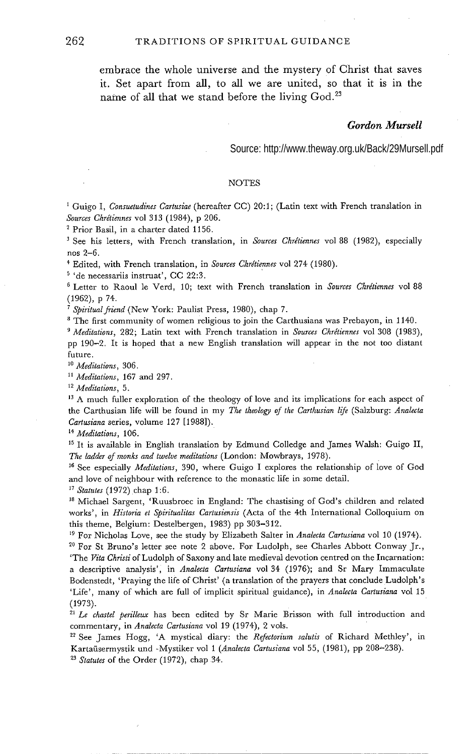embrace the whole universe and the mystery of Christ that saves it. Set apart from all, to all we are united, so that it is in the name of all that we stand before the living God.[23]

***Gordon Mursell***

Source: http://www.theway.org.uk/Back/29Mursell.pdf

## NOTES

[1] Guigo I, *Consuetudines Cartusiae* (hereafter CC) 20:1; (Latin text with French translation in *Sources Chrétiennes* vol 313 (1984), p 206.

[2] Prior Basil, in a charter dated 1156.

[3] See his letters, with French translation, in *Sources Chrétiennes* vol 88 (1982), especially nos 2–6.

[4] Edited, with French translation, in *Sources Chrétiennes* vol 274 (1980).

[5] 'de necessariis instruat', CC 22:3.

[6] Letter to Raoul le Verd, 10; text with French translation in *Sources Chrétiennes* vol 88 (1962), p 74.

[7] *Spiritual friend* (New York: Paulist Press, 1980), chap 7.

[8] The first community of women religious to join the Carthusians was Prebayon, in 1140.

[9] *Meditations*, 282; Latin text with French translation in *Sources Chrétiennes* vol 308 (1983), pp 190–2. It is hoped that a new English translation will appear in the not too distant future.

[10] *Meditations*, 306.

[11] *Meditations*, 167 and 297.

[12] *Meditations*, 5.

[13] A much fuller exploration of the theology of love and its implications for each aspect of the Carthusian life will be found in my *The theology of the Carthusian life* (Salzburg: *Analecta Cartusiana* series, volume 127 [1988]).

[14] *Meditations*, 106.

[15] It is available in English translation by Edmund Colledge and James Walsh: Guigo II, *The ladder of monks and twelve meditations* (London: Mowbrays, 1978).

[16] See especially *Meditations*, 390, where Guigo I explores the relationship of love of God and love of neighbour with reference to the monastic life in some detail.

[17] *Statutes* (1972) chap 1:6.

[18] Michael Sargent, 'Ruusbroec in England: The chastising of God's children and related works', in *Historia et Spiritualitas Cartusiensis* (Acta of the 4th International Colloquium on this theme, Belgium: Destelbergen, 1983) pp 303–312.

[19] For Nicholas Love, see the study by Elizabeth Salter in *Analecta Cartusiana* vol 10 (1974).

[20] For St Bruno's letter see note 2 above. For Ludolph, see Charles Abbott Conway Jr., 'The *Vita Christi* of Ludolph of Saxony and late medieval devotion centred on the Incarnation: a descriptive analysis', in *Analecta Cartusiana* vol 34 (1976); and Sr Mary Immaculate Bodenstedt, 'Praying the life of Christ' (a translation of the prayers that conclude Ludolph's 'Life', many of which are full of implicit spiritual guidance), in *Analecta Cartusiana* vol 15 (1973).

[21] *Le chastel perilleux* has been edited by Sr Marie Brisson with full introduction and commentary, in *Analecta Cartusiana* vol 19 (1974), 2 vols.

[22] See James Hogg, 'A mystical diary: the *Refectorium salutis* of Richard Methley', in Kartaüsermystik und -Mystiker vol 1 (*Analecta Cartusiana* vol 55, (1981), pp 208–238).

[23] *Statutes* of the Order (1972), chap 34.